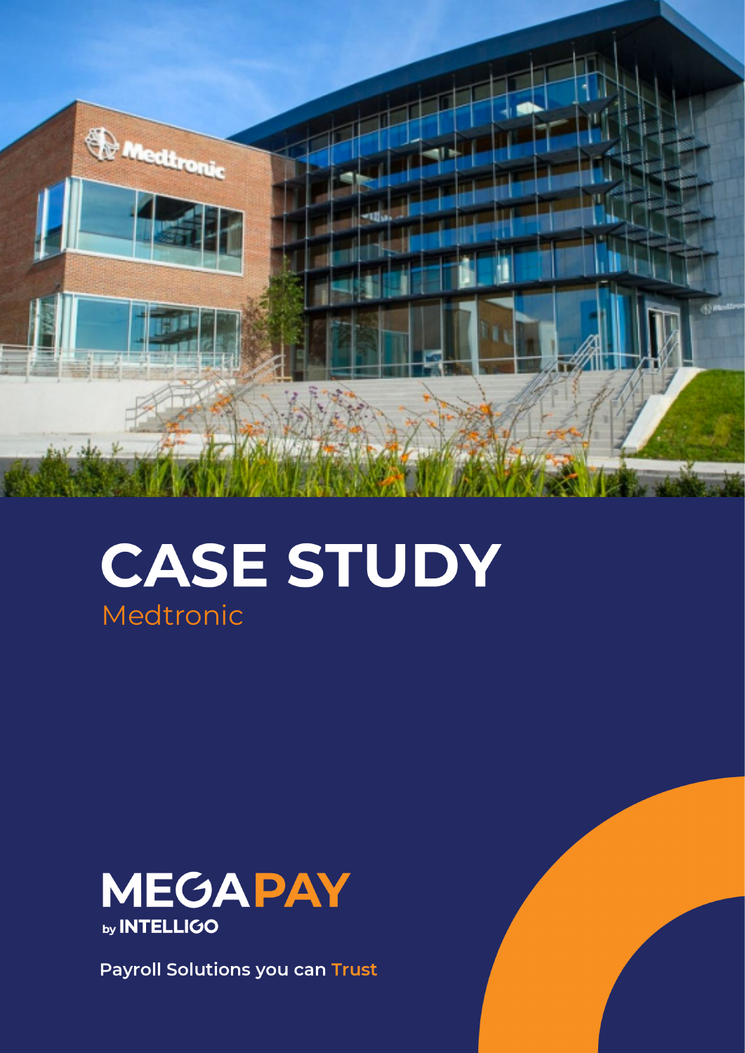# CASE STUDY

Medtronic

MEGAPAY
by INTELLIGO

Payroll Solutions you can Trust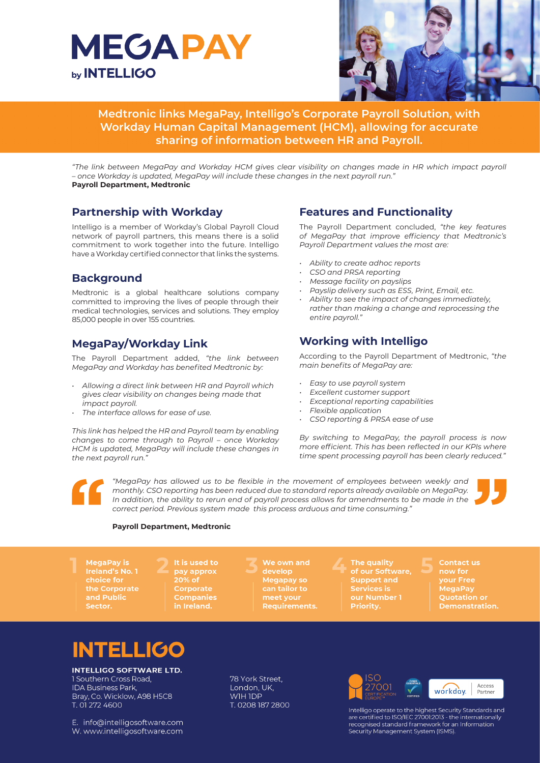# MEGAPAY

by INTELLIGO

**Medtronic links MegaPay, Intelligo's Corporate Payroll Solution, with Workday Human Capital Management (HCM), allowing for accurate sharing of information between HR and Payroll.**

*"The link between MegaPay and Workday HCM gives clear visibility on changes made in HR which impact payroll – once Workday is updated, MegaPay will include these changes in the next payroll run."*
**Payroll Department, Medtronic**

## Partnership with Workday

Intelligo is a member of Workday's Global Payroll Cloud network of payroll partners, this means there is a solid commitment to work together into the future. Intelligo have a Workday certified connector that links the systems.

## Background

Medtronic is a global healthcare solutions company committed to improving the lives of people through their medical technologies, services and solutions. They employ 85,000 people in over 155 countries.

## MegaPay/Workday Link

The Payroll Department added, *"the link between MegaPay and Workday has benefited Medtronic by:*

- *Allowing a direct link between HR and Payroll which gives clear visibility on changes being made that impact payroll.*
- *The interface allows for ease of use.*

*This link has helped the HR and Payroll team by enabling changes to come through to Payroll – once Workday HCM is updated, MegaPay will include these changes in the next payroll run."*

## Features and Functionality

The Payroll Department concluded, *"the key features of MegaPay that improve efficiency that Medtronic's Payroll Department values the most are:*

- *Ability to create adhoc reports*
- *CSO and PRSA reporting*
- *Message facility on payslips*
- *Payslip delivery such as ESS, Print, Email, etc.*
- *Ability to see the impact of changes immediately, rather than making a change and reprocessing the entire payroll."*

## Working with Intelligo

According to the Payroll Department of Medtronic, *"the main benefits of MegaPay are:*

- *Easy to use payroll system*
- *Excellent customer support*
- *Exceptional reporting capabilities*
- *Flexible application*
- *CSO reporting & PRSA ease of use*

*By switching to MegaPay, the payroll process is now more efficient. This has been reflected in our KPIs where time spent processing payroll has been clearly reduced."*

> *"MegaPay has allowed us to be flexible in the movement of employees between weekly and monthly. CSO reporting has been reduced due to standard reports already available on MegaPay. In addition, the ability to rerun end of payroll process allows for amendments to be made in the correct period. Previous system made this process arduous and time consuming."*
>
> **Payroll Department, Medtronic**

1. **MegaPay is Ireland's No. 1 choice for the Corporate and Public Sector.**
2. **It is used to pay approx 20% of Corporate Companies in Ireland.**
3. **We own and develop Megapay so can tailor to meet your Requirements.**
4. **The quality of our Software, Support and Services is our Number 1 Priority.**
5. **Contact us now for your Free MegaPay Quotation or Demonstration.**

# INTELLIGO

**INTELLIGO SOFTWARE LTD.**
1 Southern Cross Road,
IDA Business Park,
Bray, Co. Wicklow, A98 H5C8
T. 01 272 4600

E. info@intelligosoftware.com
W. www.intelligosoftware.com

78 York Street,
London, UK,
W1H 1DP
T. 0208 187 2800

ISO 27001 CERTIFICATION EUROPE

CYBER ESSENTIALS CERTIFIED

workday. Access Partner

Intelligo operate to the highest Security Standards and are certified to ISO/IEC 27001:2013 - the internationally recognised standard framework for an Information Security Management System (ISMS).